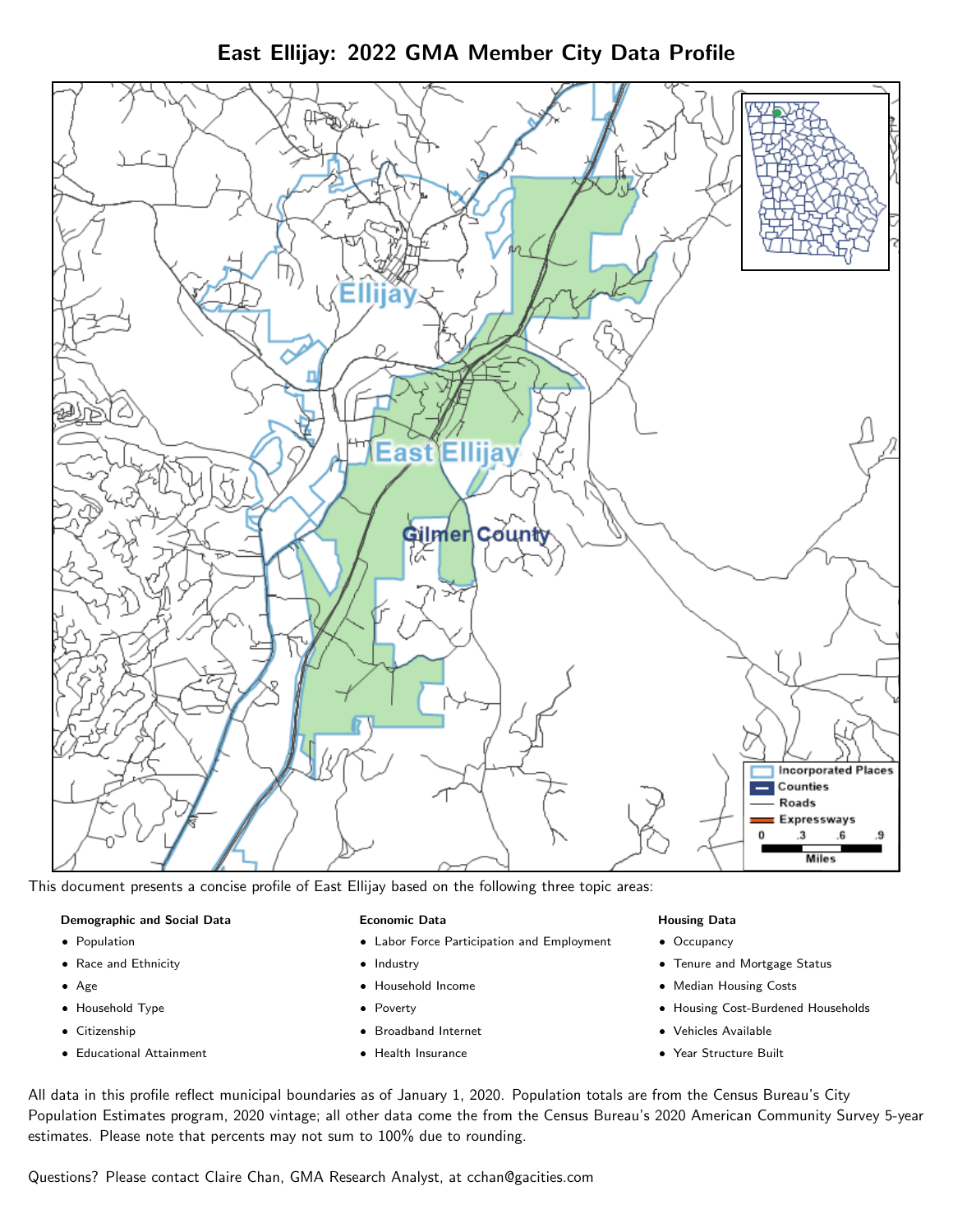# East Ellijay: 2022 GMA Member City Data Profile

This document presents a concise profile of East Ellijay based on the following three topic areas:

**Demographic and Social Data**

- Population
- Race and Ethnicity
- Age
- Household Type
- Citizenship
- Educational Attainment

**Economic Data**

- Labor Force Participation and Employment
- Industry
- Household Income
- Poverty
- Broadband Internet
- Health Insurance

**Housing Data**

- Occupancy
- Tenure and Mortgage Status
- Median Housing Costs
- Housing Cost-Burdened Households
- Vehicles Available
- Year Structure Built

All data in this profile reflect municipal boundaries as of January 1, 2020. Population totals are from the Census Bureau's City Population Estimates program, 2020 vintage; all other data come the from the Census Bureau's 2020 American Community Survey 5-year estimates. Please note that percents may not sum to 100% due to rounding.

Questions? Please contact Claire Chan, GMA Research Analyst, at cchan@gacities.com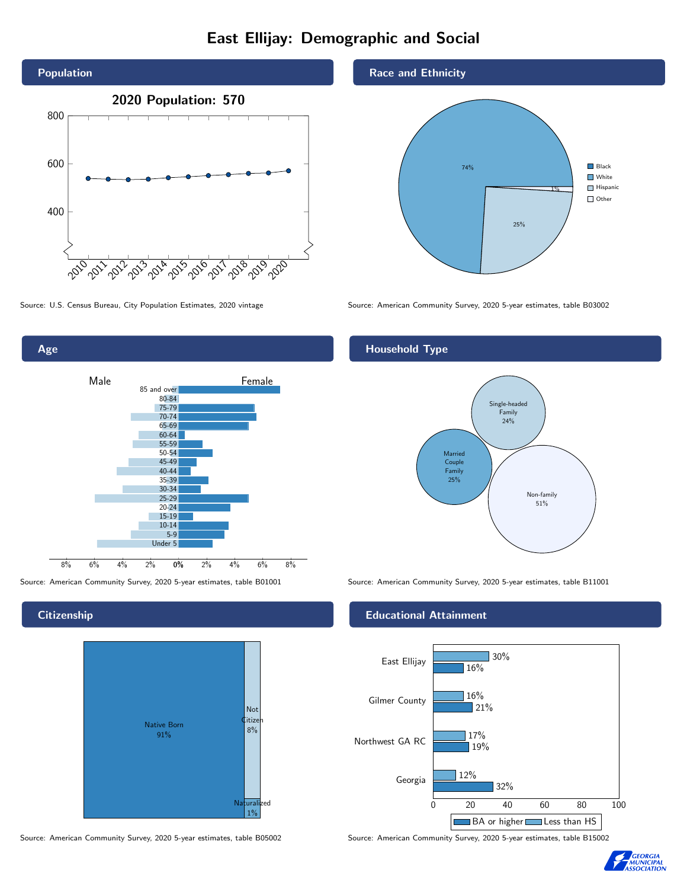# East Ellijay: Demographic and Social

## Population

2020 Population: 570

Source: U.S. Census Bureau, City Population Estimates, 2020 vintage

## Race and Ethnicity

| Category | Percent |
| --- | --- |
| White | 74% |
| Hispanic | 25% |
| Other | 1% |

Source: American Community Survey, 2020 5-year estimates, table B03002

## Age

Source: American Community Survey, 2020 5-year estimates, table B01001

## Household Type

| Household Type | Percent |
| --- | --- |
| Single-headed Family | 24% |
| Married Couple Family | 25% |
| Non-family | 51% |

Source: American Community Survey, 2020 5-year estimates, table B11001

## Citizenship

| Status | Percent |
| --- | --- |
| Native Born | 91% |
| Not Citizen | 8% |
| Naturalized | 1% |

Source: American Community Survey, 2020 5-year estimates, table B05002

## Educational Attainment

| Area | Less than HS | BA or higher |
| --- | --- | --- |
| East Ellijay | 30% | 16% |
| Gilmer County | 16% | 21% |
| Northwest GA RC | 17% | 19% |
| Georgia | 12% | 32% |

Source: American Community Survey, 2020 5-year estimates, table B15002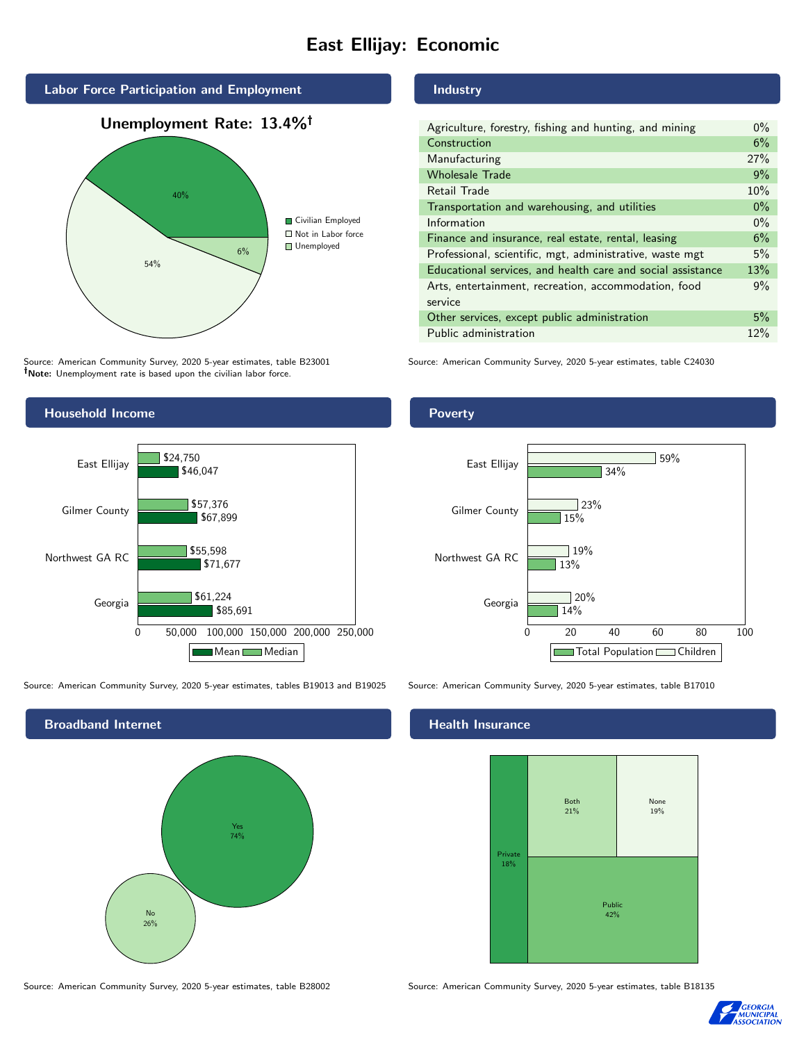# East Ellijay: Economic

## Labor Force Participation and Employment

**Unemployment Rate: 13.4%†**

| Category | Percent |
|---|---|
| Civilian Employed | 40% |
| Not in Labor force | 54% |
| Unemployed | 6% |

Source: American Community Survey, 2020 5-year estimates, table B23001
**†Note:** Unemployment rate is based upon the civilian labor force.

## Industry

| Industry | Percent |
|---|---|
| Agriculture, forestry, fishing and hunting, and mining | 0% |
| Construction | 6% |
| Manufacturing | 27% |
| Wholesale Trade | 9% |
| Retail Trade | 10% |
| Transportation and warehousing, and utilities | 0% |
| Information | 0% |
| Finance and insurance, real estate, rental, leasing | 6% |
| Professional, scientific, mgt, administrative, waste mgt | 5% |
| Educational services, and health care and social assistance | 13% |
| Arts, entertainment, recreation, accommodation, food service | 9% |
| Other services, except public administration | 5% |
| Public administration | 12% |

Source: American Community Survey, 2020 5-year estimates, table C24030

## Household Income

| | Median | Mean |
|---|---|---|
| East Ellijay | $24,750 | $46,047 |
| Gilmer County | $57,376 | $67,899 |
| Northwest GA RC | $55,598 | $71,677 |
| Georgia | $61,224 | $85,691 |

Source: American Community Survey, 2020 5-year estimates, tables B19013 and B19025

## Poverty

| | Children | Total Population |
|---|---|---|
| East Ellijay | 59% | 34% |
| Gilmer County | 23% | 15% |
| Northwest GA RC | 19% | 13% |
| Georgia | 20% | 14% |

Source: American Community Survey, 2020 5-year estimates, table B17010

## Broadband Internet

| | Percent |
|---|---|
| Yes | 74% |
| No | 26% |

Source: American Community Survey, 2020 5-year estimates, table B28002

## Health Insurance

| | Percent |
|---|---|
| Private | 18% |
| Both | 21% |
| None | 19% |
| Public | 42% |

Source: American Community Survey, 2020 5-year estimates, table B18135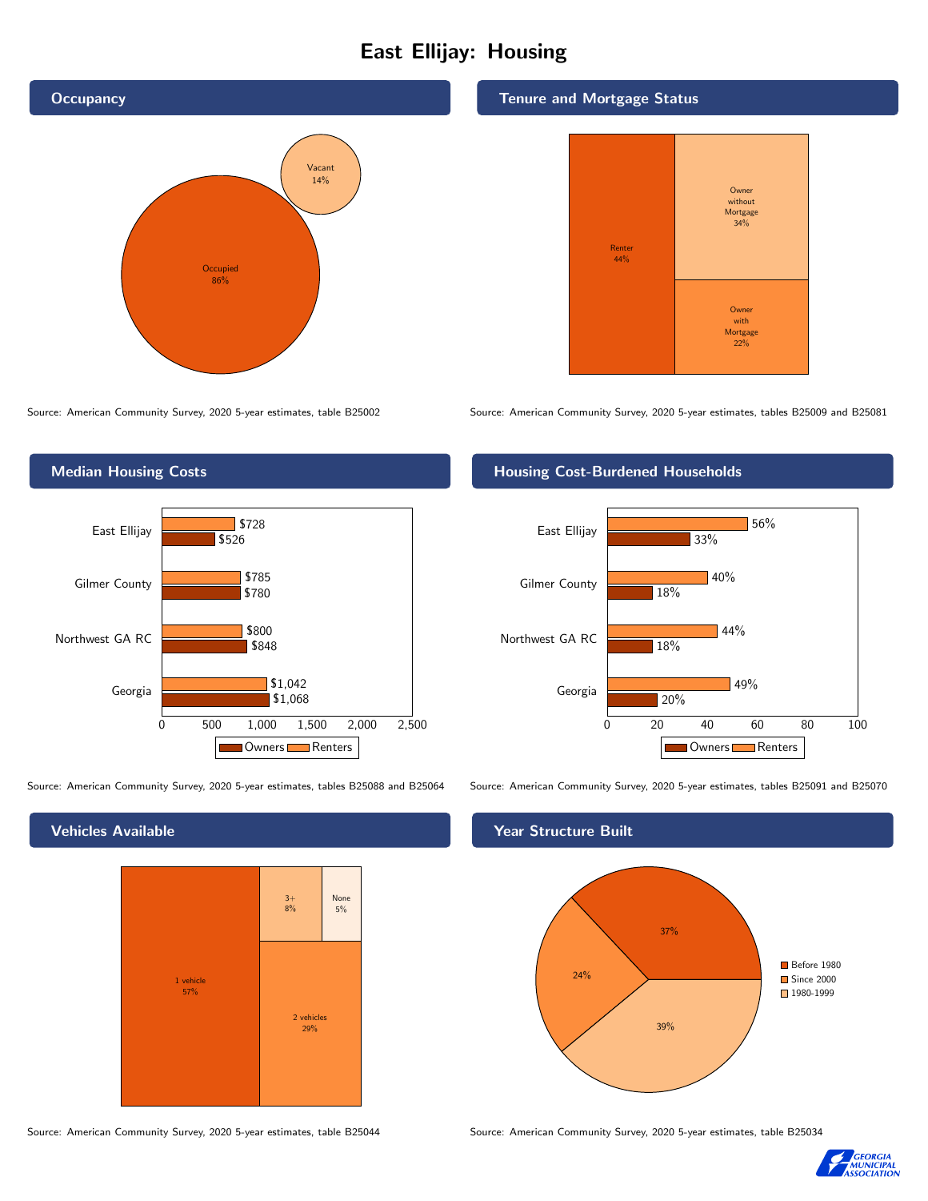# East Ellijay: Housing

## Occupancy

Vacant
14%

Occupied
86%

Source: American Community Survey, 2020 5-year estimates, table B25002

## Tenure and Mortgage Status

Renter
44%

Owner without Mortgage
34%

Owner with Mortgage
22%

Source: American Community Survey, 2020 5-year estimates, tables B25009 and B25081

## Median Housing Costs

East Ellijay
$728
$526

Gilmer County
$785
$780

Northwest GA RC
$800
$848

Georgia
$1,042
$1,068

0 500 1,000 1,500 2,000 2,500

Owners Renters

Source: American Community Survey, 2020 5-year estimates, tables B25088 and B25064

## Housing Cost-Burdened Households

East Ellijay
56%
33%

Gilmer County
40%
18%

Northwest GA RC
44%
18%

Georgia
49%
20%

0 20 40 60 80 100

Owners Renters

Source: American Community Survey, 2020 5-year estimates, tables B25091 and B25070

## Vehicles Available

1 vehicle
57%

2 vehicles
29%

3+
8%

None
5%

Source: American Community Survey, 2020 5-year estimates, table B25044

## Year Structure Built

37%

24%

39%

Before 1980
Since 2000
1980-1999

Source: American Community Survey, 2020 5-year estimates, table B25034